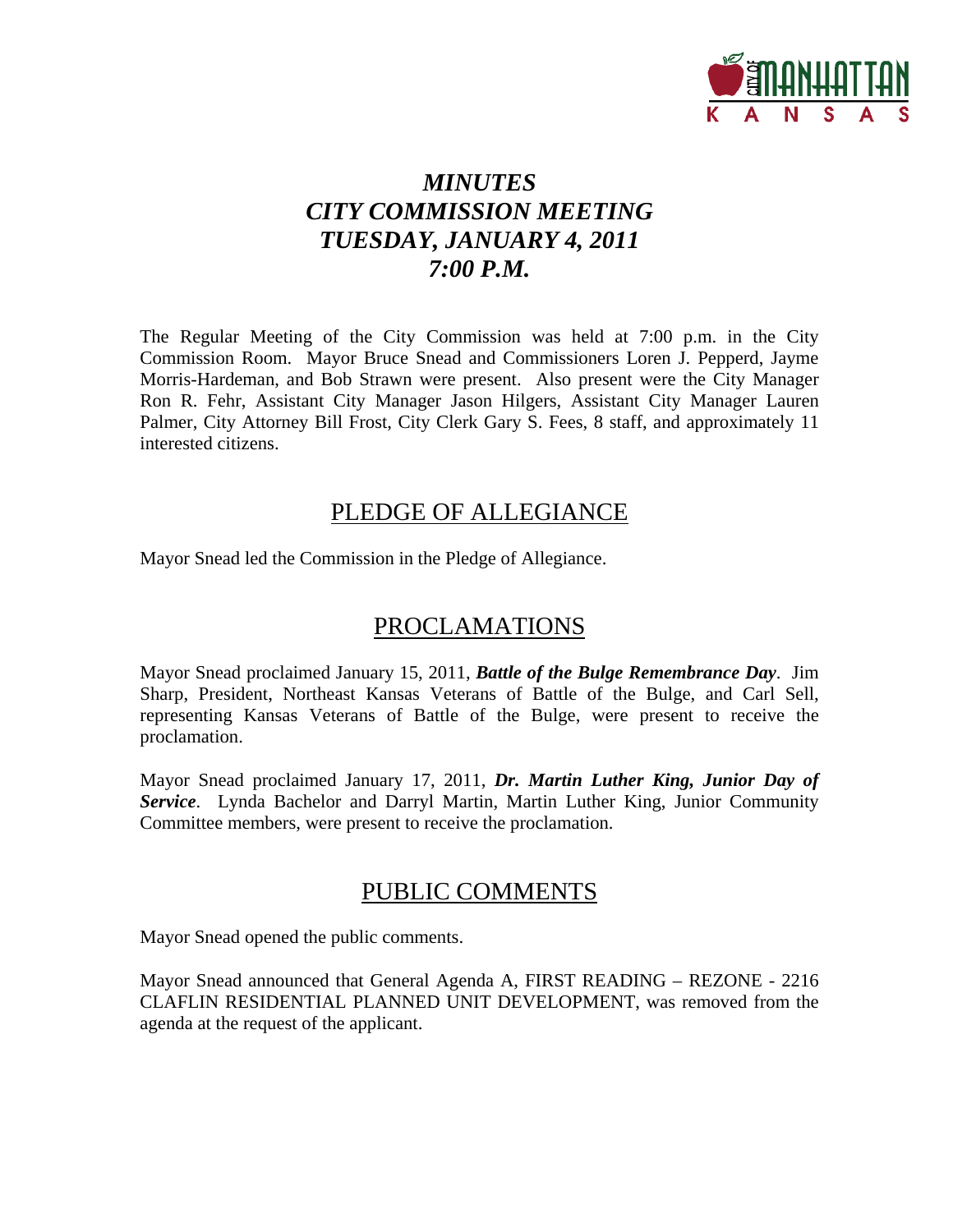# *MINUTES*
# *CITY COMMISSION MEETING*
# *TUESDAY, JANUARY 4, 2011*
# *7:00 P.M.*

The Regular Meeting of the City Commission was held at 7:00 p.m. in the City Commission Room. Mayor Bruce Snead and Commissioners Loren J. Pepperd, Jayme Morris-Hardeman, and Bob Strawn were present. Also present were the City Manager Ron R. Fehr, Assistant City Manager Jason Hilgers, Assistant City Manager Lauren Palmer, City Attorney Bill Frost, City Clerk Gary S. Fees, 8 staff, and approximately 11 interested citizens.

## PLEDGE OF ALLEGIANCE

Mayor Snead led the Commission in the Pledge of Allegiance.

## PROCLAMATIONS

Mayor Snead proclaimed January 15, 2011, ***Battle of the Bulge Remembrance Day***. Jim Sharp, President, Northeast Kansas Veterans of Battle of the Bulge, and Carl Sell, representing Kansas Veterans of Battle of the Bulge, were present to receive the proclamation.

Mayor Snead proclaimed January 17, 2011, ***Dr. Martin Luther King, Junior Day of Service***. Lynda Bachelor and Darryl Martin, Martin Luther King, Junior Community Committee members, were present to receive the proclamation.

## PUBLIC COMMENTS

Mayor Snead opened the public comments.

Mayor Snead announced that General Agenda A, FIRST READING – REZONE - 2216 CLAFLIN RESIDENTIAL PLANNED UNIT DEVELOPMENT, was removed from the agenda at the request of the applicant.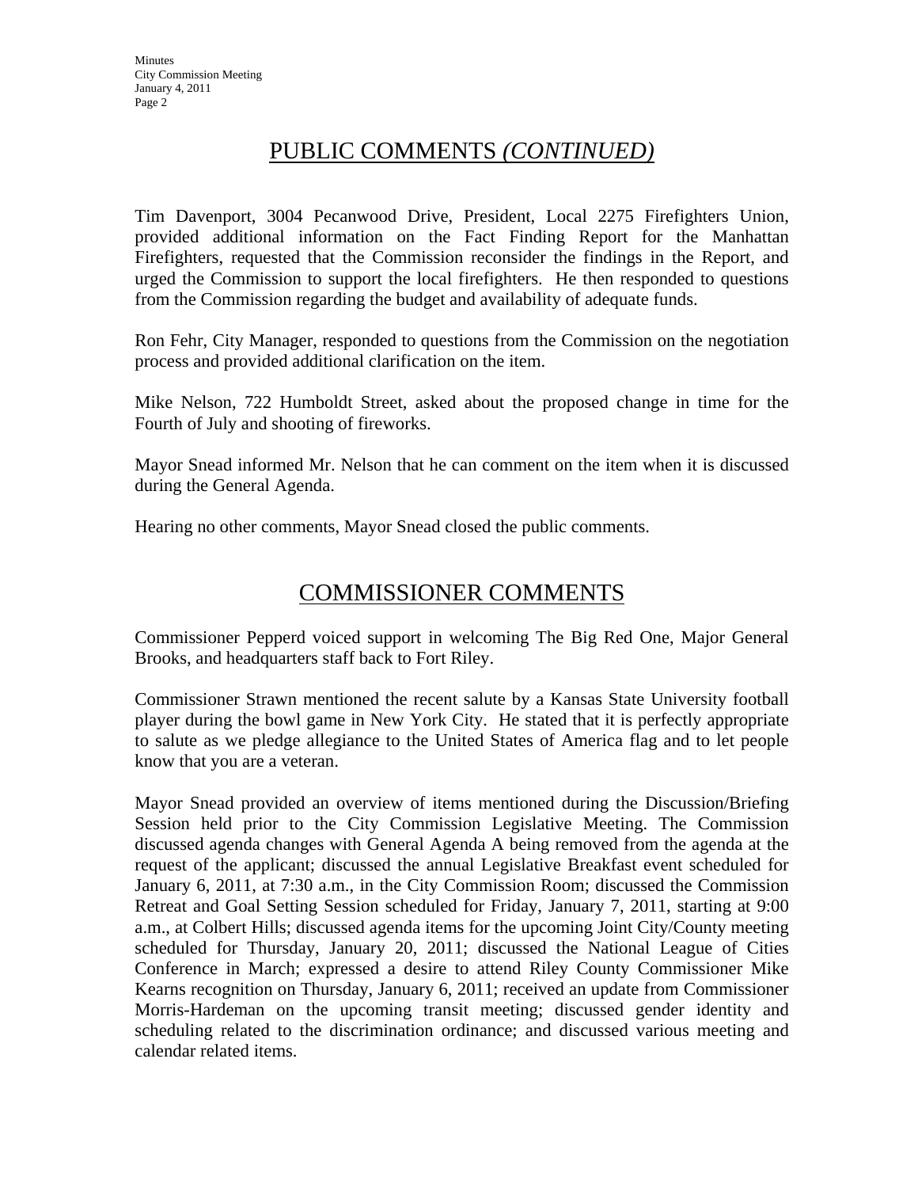## PUBLIC COMMENTS *(CONTINUED)*

Tim Davenport, 3004 Pecanwood Drive, President, Local 2275 Firefighters Union, provided additional information on the Fact Finding Report for the Manhattan Firefighters, requested that the Commission reconsider the findings in the Report, and urged the Commission to support the local firefighters. He then responded to questions from the Commission regarding the budget and availability of adequate funds.

Ron Fehr, City Manager, responded to questions from the Commission on the negotiation process and provided additional clarification on the item.

Mike Nelson, 722 Humboldt Street, asked about the proposed change in time for the Fourth of July and shooting of fireworks.

Mayor Snead informed Mr. Nelson that he can comment on the item when it is discussed during the General Agenda.

Hearing no other comments, Mayor Snead closed the public comments.

## COMMISSIONER COMMENTS

Commissioner Pepperd voiced support in welcoming The Big Red One, Major General Brooks, and headquarters staff back to Fort Riley.

Commissioner Strawn mentioned the recent salute by a Kansas State University football player during the bowl game in New York City. He stated that it is perfectly appropriate to salute as we pledge allegiance to the United States of America flag and to let people know that you are a veteran.

Mayor Snead provided an overview of items mentioned during the Discussion/Briefing Session held prior to the City Commission Legislative Meeting. The Commission discussed agenda changes with General Agenda A being removed from the agenda at the request of the applicant; discussed the annual Legislative Breakfast event scheduled for January 6, 2011, at 7:30 a.m., in the City Commission Room; discussed the Commission Retreat and Goal Setting Session scheduled for Friday, January 7, 2011, starting at 9:00 a.m., at Colbert Hills; discussed agenda items for the upcoming Joint City/County meeting scheduled for Thursday, January 20, 2011; discussed the National League of Cities Conference in March; expressed a desire to attend Riley County Commissioner Mike Kearns recognition on Thursday, January 6, 2011; received an update from Commissioner Morris-Hardeman on the upcoming transit meeting; discussed gender identity and scheduling related to the discrimination ordinance; and discussed various meeting and calendar related items.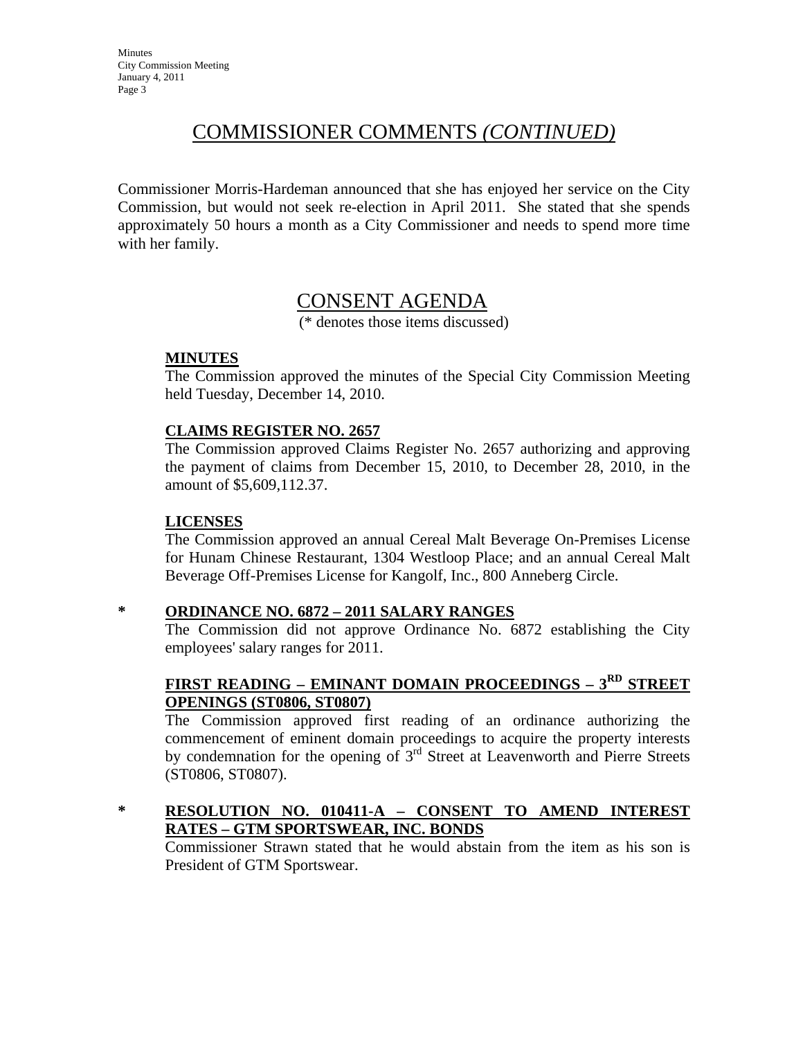# COMMISSIONER COMMENTS *(CONTINUED)*

Commissioner Morris-Hardeman announced that she has enjoyed her service on the City Commission, but would not seek re-election in April 2011. She stated that she spends approximately 50 hours a month as a City Commissioner and needs to spend more time with her family.

# CONSENT AGENDA

(* denotes those items discussed)

**MINUTES**
The Commission approved the minutes of the Special City Commission Meeting held Tuesday, December 14, 2010.

**CLAIMS REGISTER NO. 2657**
The Commission approved Claims Register No. 2657 authorizing and approving the payment of claims from December 15, 2010, to December 28, 2010, in the amount of $5,609,112.37.

**LICENSES**
The Commission approved an annual Cereal Malt Beverage On-Premises License for Hunam Chinese Restaurant, 1304 Westloop Place; and an annual Cereal Malt Beverage Off-Premises License for Kangolf, Inc., 800 Anneberg Circle.

\* **ORDINANCE NO. 6872 – 2011 SALARY RANGES**
The Commission did not approve Ordinance No. 6872 establishing the City employees' salary ranges for 2011.

**FIRST READING – EMINANT DOMAIN PROCEEDINGS – 3RD STREET OPENINGS (ST0806, ST0807)**
The Commission approved first reading of an ordinance authorizing the commencement of eminent domain proceedings to acquire the property interests by condemnation for the opening of 3rd Street at Leavenworth and Pierre Streets (ST0806, ST0807).

\* **RESOLUTION NO. 010411-A – CONSENT TO AMEND INTEREST RATES – GTM SPORTSWEAR, INC. BONDS**
Commissioner Strawn stated that he would abstain from the item as his son is President of GTM Sportswear.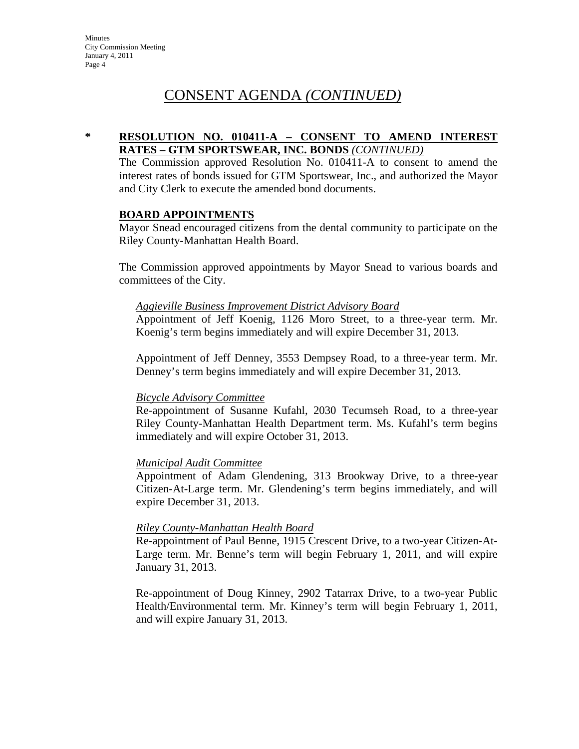# CONSENT AGENDA *(CONTINUED)*

**\* RESOLUTION NO. 010411-A – CONSENT TO AMEND INTEREST RATES – GTM SPORTSWEAR, INC. BONDS** ***(CONTINUED)***

The Commission approved Resolution No. 010411-A to consent to amend the interest rates of bonds issued for GTM Sportswear, Inc., and authorized the Mayor and City Clerk to execute the amended bond documents.

**BOARD APPOINTMENTS**

Mayor Snead encouraged citizens from the dental community to participate on the Riley County-Manhattan Health Board.

The Commission approved appointments by Mayor Snead to various boards and committees of the City.

*Aggieville Business Improvement District Advisory Board*

Appointment of Jeff Koenig, 1126 Moro Street, to a three-year term. Mr. Koenig's term begins immediately and will expire December 31, 2013.

Appointment of Jeff Denney, 3553 Dempsey Road, to a three-year term. Mr. Denney's term begins immediately and will expire December 31, 2013.

*Bicycle Advisory Committee*

Re-appointment of Susanne Kufahl, 2030 Tecumseh Road, to a three-year Riley County-Manhattan Health Department term. Ms. Kufahl's term begins immediately and will expire October 31, 2013.

*Municipal Audit Committee*

Appointment of Adam Glendening, 313 Brookway Drive, to a three-year Citizen-At-Large term. Mr. Glendening's term begins immediately, and will expire December 31, 2013.

*Riley County-Manhattan Health Board*

Re-appointment of Paul Benne, 1915 Crescent Drive, to a two-year Citizen-At-Large term. Mr. Benne's term will begin February 1, 2011, and will expire January 31, 2013.

Re-appointment of Doug Kinney, 2902 Tatarrax Drive, to a two-year Public Health/Environmental term. Mr. Kinney's term will begin February 1, 2011, and will expire January 31, 2013.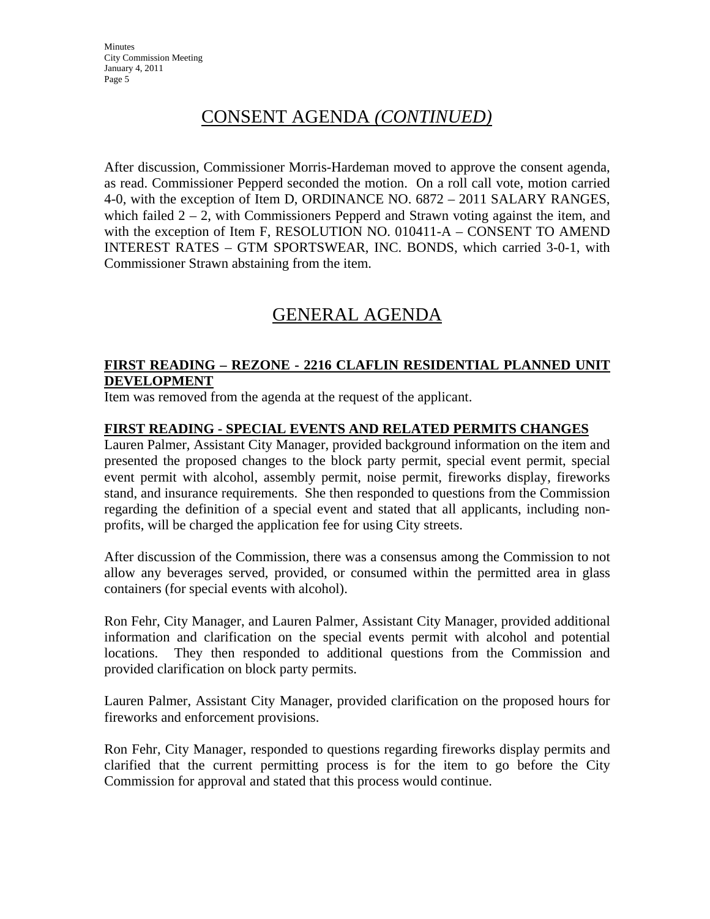## CONSENT AGENDA *(CONTINUED)*

After discussion, Commissioner Morris-Hardeman moved to approve the consent agenda, as read. Commissioner Pepperd seconded the motion. On a roll call vote, motion carried 4-0, with the exception of Item D, ORDINANCE NO. 6872 – 2011 SALARY RANGES, which failed 2 – 2, with Commissioners Pepperd and Strawn voting against the item, and with the exception of Item F, RESOLUTION NO. 010411-A – CONSENT TO AMEND INTEREST RATES – GTM SPORTSWEAR, INC. BONDS, which carried 3-0-1, with Commissioner Strawn abstaining from the item.

## GENERAL AGENDA

**FIRST READING – REZONE - 2216 CLAFLIN RESIDENTIAL PLANNED UNIT DEVELOPMENT**

Item was removed from the agenda at the request of the applicant.

**FIRST READING - SPECIAL EVENTS AND RELATED PERMITS CHANGES**

Lauren Palmer, Assistant City Manager, provided background information on the item and presented the proposed changes to the block party permit, special event permit, special event permit with alcohol, assembly permit, noise permit, fireworks display, fireworks stand, and insurance requirements. She then responded to questions from the Commission regarding the definition of a special event and stated that all applicants, including non-profits, will be charged the application fee for using City streets.

After discussion of the Commission, there was a consensus among the Commission to not allow any beverages served, provided, or consumed within the permitted area in glass containers (for special events with alcohol).

Ron Fehr, City Manager, and Lauren Palmer, Assistant City Manager, provided additional information and clarification on the special events permit with alcohol and potential locations. They then responded to additional questions from the Commission and provided clarification on block party permits.

Lauren Palmer, Assistant City Manager, provided clarification on the proposed hours for fireworks and enforcement provisions.

Ron Fehr, City Manager, responded to questions regarding fireworks display permits and clarified that the current permitting process is for the item to go before the City Commission for approval and stated that this process would continue.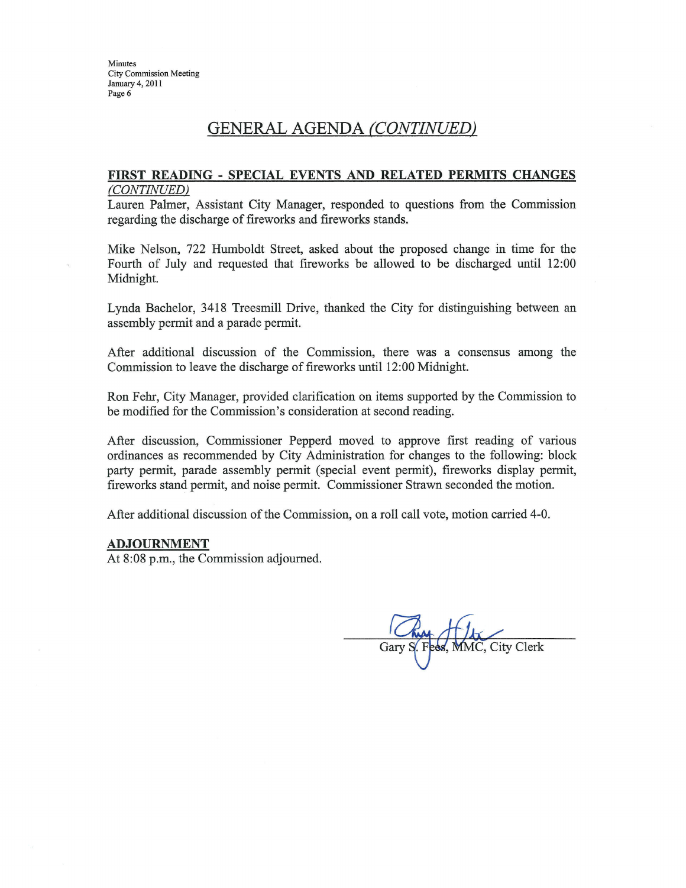# GENERAL AGENDA *(CONTINUED)*

**FIRST READING - SPECIAL EVENTS AND RELATED PERMITS CHANGES**
*(CONTINUED)*

Lauren Palmer, Assistant City Manager, responded to questions from the Commission regarding the discharge of fireworks and fireworks stands.

Mike Nelson, 722 Humboldt Street, asked about the proposed change in time for the Fourth of July and requested that fireworks be allowed to be discharged until 12:00 Midnight.

Lynda Bachelor, 3418 Treesmill Drive, thanked the City for distinguishing between an assembly permit and a parade permit.

After additional discussion of the Commission, there was a consensus among the Commission to leave the discharge of fireworks until 12:00 Midnight.

Ron Fehr, City Manager, provided clarification on items supported by the Commission to be modified for the Commission's consideration at second reading.

After discussion, Commissioner Pepperd moved to approve first reading of various ordinances as recommended by City Administration for changes to the following: block party permit, parade assembly permit (special event permit), fireworks display permit, fireworks stand permit, and noise permit. Commissioner Strawn seconded the motion.

After additional discussion of the Commission, on a roll call vote, motion carried 4-0.

**ADJOURNMENT**

At 8:08 p.m., the Commission adjourned.

Gary S. Fees, MMC, City Clerk